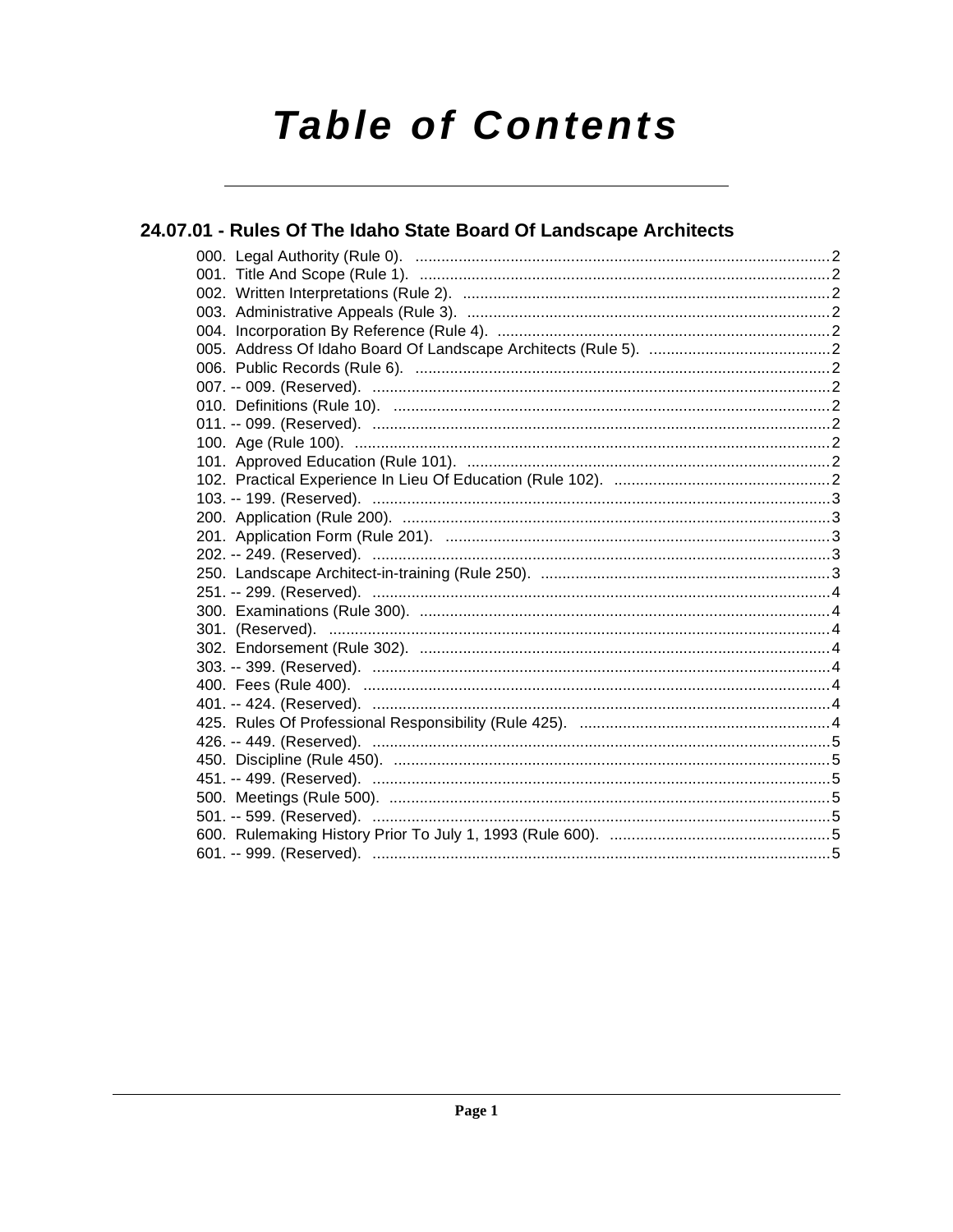# Table of Contents

## 24.07.01 - Rules Of The Idaho State Board Of Landscape Architects

000. Legal Authority (Rule 0). ....................................................................................2
001. Title And Scope (Rule 1). ....................................................................................2
002. Written Interpretations (Rule 2). ....................................................................................2
003. Administrative Appeals (Rule 3). ....................................................................................2
004. Incorporation By Reference (Rule 4). ....................................................................................2
005. Address Of Idaho Board Of Landscape Architects (Rule 5). ....................................................................................2
006. Public Records (Rule 6). ....................................................................................2
007. -- 009. (Reserved). ....................................................................................2
010. Definitions (Rule 10). ....................................................................................2
011. -- 099. (Reserved). ....................................................................................2
100. Age (Rule 100). ....................................................................................2
101. Approved Education (Rule 101). ....................................................................................2
102. Practical Experience In Lieu Of Education (Rule 102). ....................................................................................2
103. -- 199. (Reserved). ....................................................................................3
200. Application (Rule 200). ....................................................................................3
201. Application Form (Rule 201). ....................................................................................3
202. -- 249. (Reserved). ....................................................................................3
250. Landscape Architect-in-training (Rule 250). ....................................................................................3
251. -- 299. (Reserved). ....................................................................................4
300. Examinations (Rule 300). ....................................................................................4
301. (Reserved). ....................................................................................4
302. Endorsement (Rule 302). ....................................................................................4
303. -- 399. (Reserved). ....................................................................................4
400. Fees (Rule 400). ....................................................................................4
401. -- 424. (Reserved). ....................................................................................4
425. Rules Of Professional Responsibility (Rule 425). ....................................................................................4
426. -- 449. (Reserved). ....................................................................................5
450. Discipline (Rule 450). ....................................................................................5
451. -- 499. (Reserved). ....................................................................................5
500. Meetings (Rule 500). ....................................................................................5
501. -- 599. (Reserved). ....................................................................................5
600. Rulemaking History Prior To July 1, 1993 (Rule 600). ....................................................................................5
601. -- 999. (Reserved). ....................................................................................5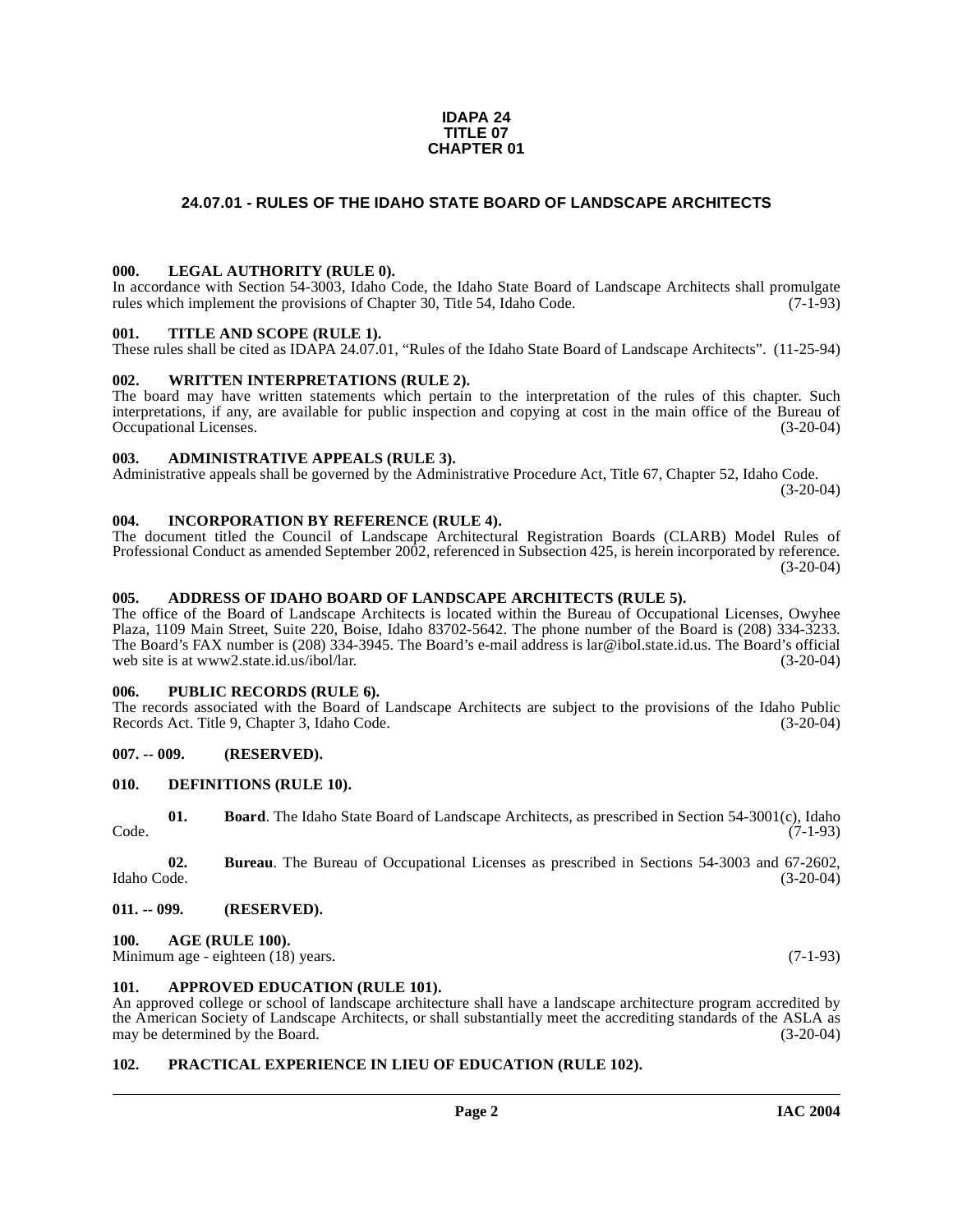**IDAPA 24**
**TITLE 07**
**CHAPTER 01**

# 24.07.01 - RULES OF THE IDAHO STATE BOARD OF LANDSCAPE ARCHITECTS

### 000. LEGAL AUTHORITY (RULE 0).

In accordance with Section 54-3003, Idaho Code, the Idaho State Board of Landscape Architects shall promulgate rules which implement the provisions of Chapter 30, Title 54, Idaho Code. (7-1-93)

### 001. TITLE AND SCOPE (RULE 1).

These rules shall be cited as IDAPA 24.07.01, "Rules of the Idaho State Board of Landscape Architects". (11-25-94)

### 002. WRITTEN INTERPRETATIONS (RULE 2).

The board may have written statements which pertain to the interpretation of the rules of this chapter. Such interpretations, if any, are available for public inspection and copying at cost in the main office of the Bureau of Occupational Licenses. (3-20-04)

### 003. ADMINISTRATIVE APPEALS (RULE 3).

Administrative appeals shall be governed by the Administrative Procedure Act, Title 67, Chapter 52, Idaho Code. (3-20-04)

### 004. INCORPORATION BY REFERENCE (RULE 4).

The document titled the Council of Landscape Architectural Registration Boards (CLARB) Model Rules of Professional Conduct as amended September 2002, referenced in Subsection 425, is herein incorporated by reference. (3-20-04)

### 005. ADDRESS OF IDAHO BOARD OF LANDSCAPE ARCHITECTS (RULE 5).

The office of the Board of Landscape Architects is located within the Bureau of Occupational Licenses, Owyhee Plaza, 1109 Main Street, Suite 220, Boise, Idaho 83702-5642. The phone number of the Board is (208) 334-3233. The Board's FAX number is (208) 334-3945. The Board's e-mail address is lar@ibol.state.id.us. The Board's official web site is at www2.state.id.us/ibol/lar. (3-20-04)

### 006. PUBLIC RECORDS (RULE 6).

The records associated with the Board of Landscape Architects are subject to the provisions of the Idaho Public Records Act. Title 9, Chapter 3, Idaho Code. (3-20-04)

### 007. -- 009. (RESERVED).

### 010. DEFINITIONS (RULE 10).

**01. Board**. The Idaho State Board of Landscape Architects, as prescribed in Section 54-3001(c), Idaho Code. (7-1-93)

**02. Bureau**. The Bureau of Occupational Licenses as prescribed in Sections 54-3003 and 67-2602, Idaho Code. (3-20-04)

### 011. -- 099. (RESERVED).

### 100. AGE (RULE 100).

Minimum age - eighteen (18) years. (7-1-93)

### 101. APPROVED EDUCATION (RULE 101).

An approved college or school of landscape architecture shall have a landscape architecture program accredited by the American Society of Landscape Architects, or shall substantially meet the accrediting standards of the ASLA as may be determined by the Board. (3-20-04)

### 102. PRACTICAL EXPERIENCE IN LIEU OF EDUCATION (RULE 102).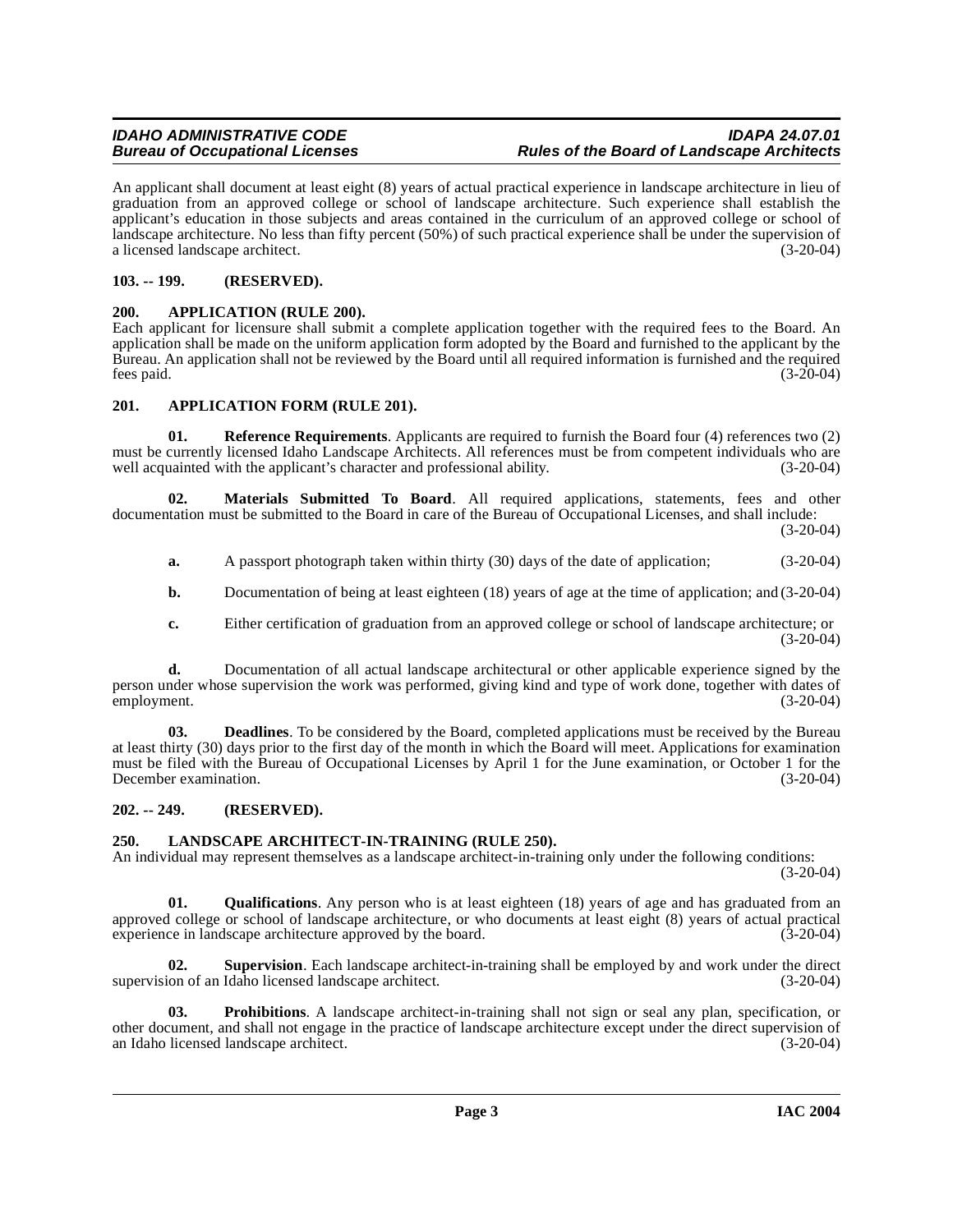An applicant shall document at least eight (8) years of actual practical experience in landscape architecture in lieu of graduation from an approved college or school of landscape architecture. Such experience shall establish the applicant's education in those subjects and areas contained in the curriculum of an approved college or school of landscape architecture. No less than fifty percent (50%) of such practical experience shall be under the supervision of a licensed landscape architect. (3-20-04)

### 103. -- 199. (RESERVED).

### 200. APPLICATION (RULE 200).

Each applicant for licensure shall submit a complete application together with the required fees to the Board. An application shall be made on the uniform application form adopted by the Board and furnished to the applicant by the Bureau. An application shall not be reviewed by the Board until all required information is furnished and the required fees paid. (3-20-04)

### 201. APPLICATION FORM (RULE 201).

**01. Reference Requirements**. Applicants are required to furnish the Board four (4) references two (2) must be currently licensed Idaho Landscape Architects. All references must be from competent individuals who are well acquainted with the applicant's character and professional ability. (3-20-04)

**02. Materials Submitted To Board**. All required applications, statements, fees and other documentation must be submitted to the Board in care of the Bureau of Occupational Licenses, and shall include: (3-20-04)

**a.** A passport photograph taken within thirty (30) days of the date of application; (3-20-04)

**b.** Documentation of being at least eighteen (18) years of age at the time of application; and (3-20-04)

**c.** Either certification of graduation from an approved college or school of landscape architecture; or (3-20-04)

**d.** Documentation of all actual landscape architectural or other applicable experience signed by the person under whose supervision the work was performed, giving kind and type of work done, together with dates of employment. (3-20-04)

**03. Deadlines**. To be considered by the Board, completed applications must be received by the Bureau at least thirty (30) days prior to the first day of the month in which the Board will meet. Applications for examination must be filed with the Bureau of Occupational Licenses by April 1 for the June examination, or October 1 for the December examination. (3-20-04)

### 202. -- 249. (RESERVED).

### 250. LANDSCAPE ARCHITECT-IN-TRAINING (RULE 250).

An individual may represent themselves as a landscape architect-in-training only under the following conditions: (3-20-04)

**01. Qualifications**. Any person who is at least eighteen (18) years of age and has graduated from an approved college or school of landscape architecture, or who documents at least eight (8) years of actual practical experience in landscape architecture approved by the board. (3-20-04)

**02. Supervision**. Each landscape architect-in-training shall be employed by and work under the direct supervision of an Idaho licensed landscape architect. (3-20-04)

**03. Prohibitions**. A landscape architect-in-training shall not sign or seal any plan, specification, or other document, and shall not engage in the practice of landscape architecture except under the direct supervision of an Idaho licensed landscape architect. (3-20-04)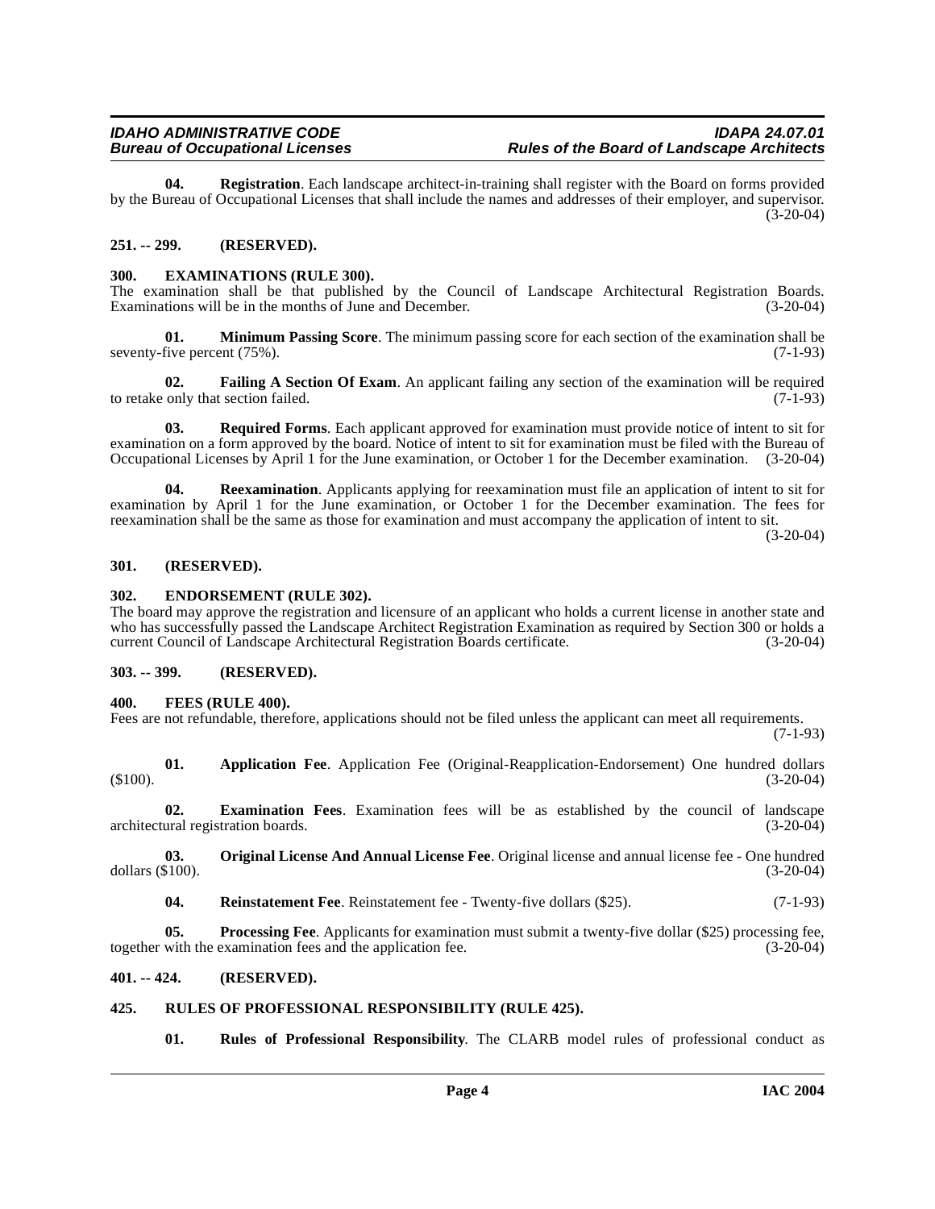**04. Registration**. Each landscape architect-in-training shall register with the Board on forms provided by the Bureau of Occupational Licenses that shall include the names and addresses of their employer, and supervisor. (3-20-04)

**251. -- 299. (RESERVED).**

**300. EXAMINATIONS (RULE 300).**

The examination shall be that published by the Council of Landscape Architectural Registration Boards. Examinations will be in the months of June and December. (3-20-04)

**01. Minimum Passing Score**. The minimum passing score for each section of the examination shall be seventy-five percent (75%). (7-1-93)

**02. Failing A Section Of Exam**. An applicant failing any section of the examination will be required to retake only that section failed. (7-1-93)

**03. Required Forms**. Each applicant approved for examination must provide notice of intent to sit for examination on a form approved by the board. Notice of intent to sit for examination must be filed with the Bureau of Occupational Licenses by April 1 for the June examination, or October 1 for the December examination. (3-20-04)

**04. Reexamination**. Applicants applying for reexamination must file an application of intent to sit for examination by April 1 for the June examination, or October 1 for the December examination. The fees for reexamination shall be the same as those for examination and must accompany the application of intent to sit. (3-20-04)

**301. (RESERVED).**

**302. ENDORSEMENT (RULE 302).**

The board may approve the registration and licensure of an applicant who holds a current license in another state and who has successfully passed the Landscape Architect Registration Examination as required by Section 300 or holds a current Council of Landscape Architectural Registration Boards certificate. (3-20-04)

**303. -- 399. (RESERVED).**

**400. FEES (RULE 400).**

Fees are not refundable, therefore, applications should not be filed unless the applicant can meet all requirements. (7-1-93)

**01. Application Fee**. Application Fee (Original-Reapplication-Endorsement) One hundred dollars ($100). (3-20-04)

**02. Examination Fees**. Examination fees will be as established by the council of landscape architectural registration boards. (3-20-04)

**03. Original License And Annual License Fee**. Original license and annual license fee - One hundred dollars ($100). (3-20-04)

**04. Reinstatement Fee**. Reinstatement fee - Twenty-five dollars ($25). (7-1-93)

**05. Processing Fee**. Applicants for examination must submit a twenty-five dollar ($25) processing fee, together with the examination fees and the application fee. (3-20-04)

**401. -- 424. (RESERVED).**

**425. RULES OF PROFESSIONAL RESPONSIBILITY (RULE 425).**

**01. Rules of Professional Responsibility**. The CLARB model rules of professional conduct as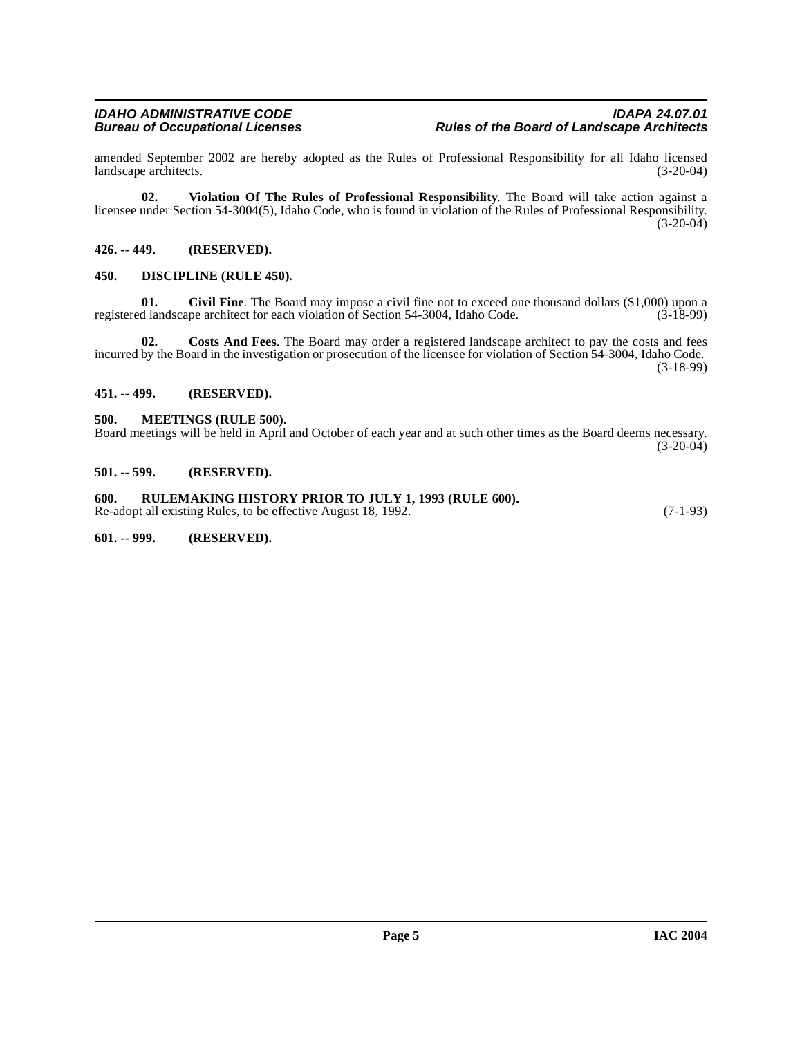amended September 2002 are hereby adopted as the Rules of Professional Responsibility for all Idaho licensed landscape architects. (3-20-04)

**02. Violation Of The Rules of Professional Responsibility**. The Board will take action against a licensee under Section 54-3004(5), Idaho Code, who is found in violation of the Rules of Professional Responsibility. (3-20-04)

## 426. -- 449. (RESERVED).

## 450. DISCIPLINE (RULE 450).

**01. Civil Fine**. The Board may impose a civil fine not to exceed one thousand dollars ($1,000) upon a registered landscape architect for each violation of Section 54-3004, Idaho Code. (3-18-99)

**02. Costs And Fees**. The Board may order a registered landscape architect to pay the costs and fees incurred by the Board in the investigation or prosecution of the licensee for violation of Section 54-3004, Idaho Code. (3-18-99)

## 451. -- 499. (RESERVED).

## 500. MEETINGS (RULE 500).

Board meetings will be held in April and October of each year and at such other times as the Board deems necessary. (3-20-04)

## 501. -- 599. (RESERVED).

## 600. RULEMAKING HISTORY PRIOR TO JULY 1, 1993 (RULE 600).

Re-adopt all existing Rules, to be effective August 18, 1992. (7-1-93)

## 601. -- 999. (RESERVED).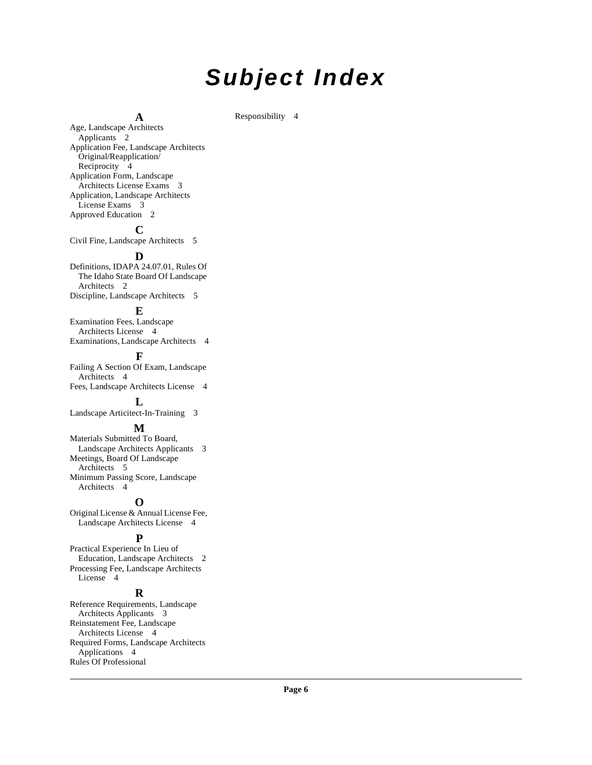# *Subject Index*

**A**

Age, Landscape Architects Applicants 2
Application Fee, Landscape Architects Original/Reapplication/ Reciprocity 4
Application Form, Landscape Architects License Exams 3
Application, Landscape Architects License Exams 3
Approved Education 2

**C**

Civil Fine, Landscape Architects 5

**D**

Definitions, IDAPA 24.07.01, Rules Of The Idaho State Board Of Landscape Architects 2
Discipline, Landscape Architects 5

**E**

Examination Fees, Landscape Architects License 4
Examinations, Landscape Architects 4

**F**

Failing A Section Of Exam, Landscape Architects 4
Fees, Landscape Architects License 4

**L**

Landscape Articitect-In-Training 3

**M**

Materials Submitted To Board, Landscape Architects Applicants 3
Meetings, Board Of Landscape Architects 5
Minimum Passing Score, Landscape Architects 4

**O**

Original License & Annual License Fee, Landscape Architects License 4

**P**

Practical Experience In Lieu of Education, Landscape Architects 2
Processing Fee, Landscape Architects License 4

**R**

Reference Requirements, Landscape Architects Applicants 3
Reinstatement Fee, Landscape Architects License 4
Required Forms, Landscape Architects Applications 4
Rules Of Professional Responsibility 4